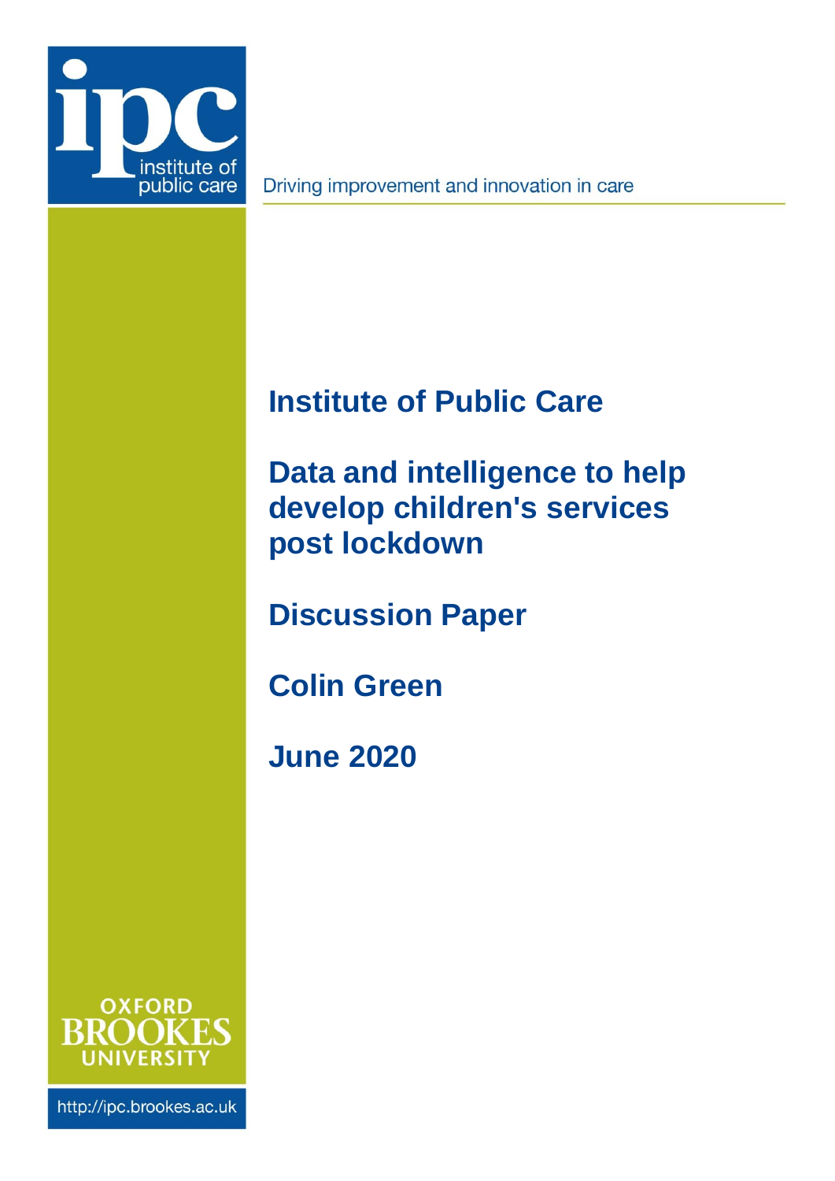ipc institute of public care

Driving improvement and innovation in care

# Institute of Public Care

# Data and intelligence to help develop children's services post lockdown

## Discussion Paper

## Colin Green

## June 2020

OXFORD BROOKES UNIVERSITY

http://ipc.brookes.ac.uk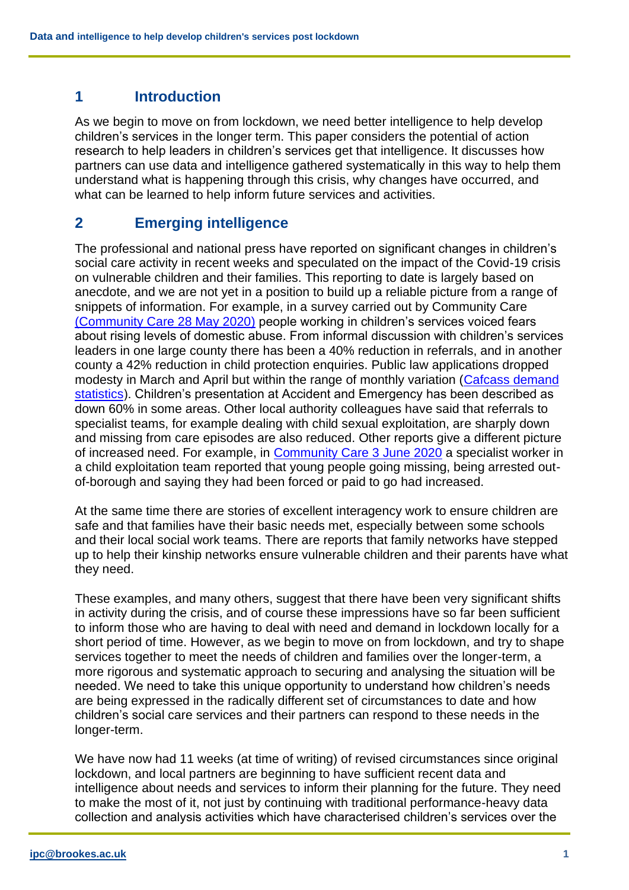## 1 Introduction

As we begin to move on from lockdown, we need better intelligence to help develop children's services in the longer term. This paper considers the potential of action research to help leaders in children's services get that intelligence. It discusses how partners can use data and intelligence gathered systematically in this way to help them understand what is happening through this crisis, why changes have occurred, and what can be learned to help inform future services and activities.

## 2 Emerging intelligence

The professional and national press have reported on significant changes in children's social care activity in recent weeks and speculated on the impact of the Covid-19 crisis on vulnerable children and their families. This reporting to date is largely based on anecdote, and we are not yet in a position to build up a reliable picture from a range of snippets of information. For example, in a survey carried out by Community Care (Community Care 28 May 2020) people working in children's services voiced fears about rising levels of domestic abuse. From informal discussion with children's services leaders in one large county there has been a 40% reduction in referrals, and in another county a 42% reduction in child protection enquiries. Public law applications dropped modesty in March and April but within the range of monthly variation (Cafcass demand statistics). Children's presentation at Accident and Emergency has been described as down 60% in some areas. Other local authority colleagues have said that referrals to specialist teams, for example dealing with child sexual exploitation, are sharply down and missing from care episodes are also reduced. Other reports give a different picture of increased need. For example, in Community Care 3 June 2020 a specialist worker in a child exploitation team reported that young people going missing, being arrested out-of-borough and saying they had been forced or paid to go had increased.

At the same time there are stories of excellent interagency work to ensure children are safe and that families have their basic needs met, especially between some schools and their local social work teams. There are reports that family networks have stepped up to help their kinship networks ensure vulnerable children and their parents have what they need.

These examples, and many others, suggest that there have been very significant shifts in activity during the crisis, and of course these impressions have so far been sufficient to inform those who are having to deal with need and demand in lockdown locally for a short period of time. However, as we begin to move on from lockdown, and try to shape services together to meet the needs of children and families over the longer-term, a more rigorous and systematic approach to securing and analysing the situation will be needed. We need to take this unique opportunity to understand how children's needs are being expressed in the radically different set of circumstances to date and how children's social care services and their partners can respond to these needs in the longer-term.

We have now had 11 weeks (at time of writing) of revised circumstances since original lockdown, and local partners are beginning to have sufficient recent data and intelligence about needs and services to inform their planning for the future. They need to make the most of it, not just by continuing with traditional performance-heavy data collection and analysis activities which have characterised children's services over the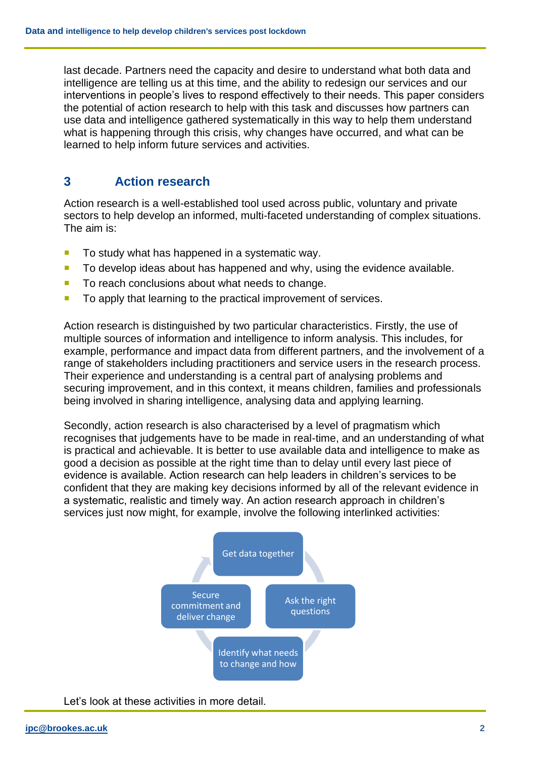last decade. Partners need the capacity and desire to understand what both data and intelligence are telling us at this time, and the ability to redesign our services and our interventions in people's lives to respond effectively to their needs. This paper considers the potential of action research to help with this task and discusses how partners can use data and intelligence gathered systematically in this way to help them understand what is happening through this crisis, why changes have occurred, and what can be learned to help inform future services and activities.

## 3 Action research

Action research is a well-established tool used across public, voluntary and private sectors to help develop an informed, multi-faceted understanding of complex situations. The aim is:

- To study what has happened in a systematic way.
- To develop ideas about has happened and why, using the evidence available.
- To reach conclusions about what needs to change.
- To apply that learning to the practical improvement of services.

Action research is distinguished by two particular characteristics. Firstly, the use of multiple sources of information and intelligence to inform analysis. This includes, for example, performance and impact data from different partners, and the involvement of a range of stakeholders including practitioners and service users in the research process. Their experience and understanding is a central part of analysing problems and securing improvement, and in this context, it means children, families and professionals being involved in sharing intelligence, analysing data and applying learning.

Secondly, action research is also characterised by a level of pragmatism which recognises that judgements have to be made in real-time, and an understanding of what is practical and achievable. It is better to use available data and intelligence to make as good a decision as possible at the right time than to delay until every last piece of evidence is available. Action research can help leaders in children's services to be confident that they are making key decisions informed by all of the relevant evidence in a systematic, realistic and timely way. An action research approach in children's services just now might, for example, involve the following interlinked activities:

Get data together → Ask the right questions → Identify what needs to change and how → Secure commitment and deliver change

Let's look at these activities in more detail.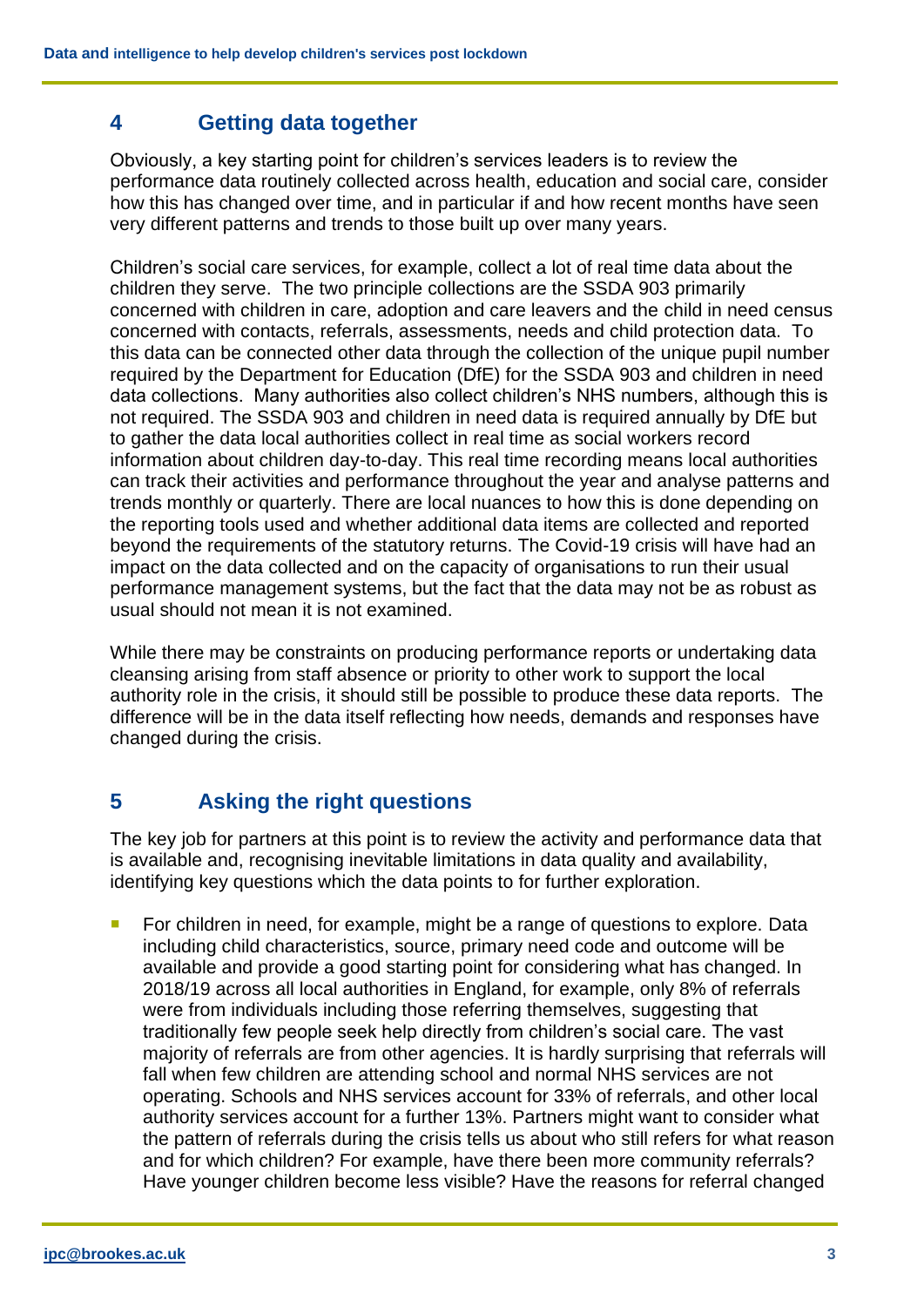## 4 Getting data together

Obviously, a key starting point for children's services leaders is to review the performance data routinely collected across health, education and social care, consider how this has changed over time, and in particular if and how recent months have seen very different patterns and trends to those built up over many years.

Children's social care services, for example, collect a lot of real time data about the children they serve. The two principle collections are the SSDA 903 primarily concerned with children in care, adoption and care leavers and the child in need census concerned with contacts, referrals, assessments, needs and child protection data. To this data can be connected other data through the collection of the unique pupil number required by the Department for Education (DfE) for the SSDA 903 and children in need data collections. Many authorities also collect children's NHS numbers, although this is not required. The SSDA 903 and children in need data is required annually by DfE but to gather the data local authorities collect in real time as social workers record information about children day-to-day. This real time recording means local authorities can track their activities and performance throughout the year and analyse patterns and trends monthly or quarterly. There are local nuances to how this is done depending on the reporting tools used and whether additional data items are collected and reported beyond the requirements of the statutory returns. The Covid-19 crisis will have had an impact on the data collected and on the capacity of organisations to run their usual performance management systems, but the fact that the data may not be as robust as usual should not mean it is not examined.

While there may be constraints on producing performance reports or undertaking data cleansing arising from staff absence or priority to other work to support the local authority role in the crisis, it should still be possible to produce these data reports. The difference will be in the data itself reflecting how needs, demands and responses have changed during the crisis.

## 5 Asking the right questions

The key job for partners at this point is to review the activity and performance data that is available and, recognising inevitable limitations in data quality and availability, identifying key questions which the data points to for further exploration.

- For children in need, for example, might be a range of questions to explore. Data including child characteristics, source, primary need code and outcome will be available and provide a good starting point for considering what has changed. In 2018/19 across all local authorities in England, for example, only 8% of referrals were from individuals including those referring themselves, suggesting that traditionally few people seek help directly from children's social care. The vast majority of referrals are from other agencies. It is hardly surprising that referrals will fall when few children are attending school and normal NHS services are not operating. Schools and NHS services account for 33% of referrals, and other local authority services account for a further 13%. Partners might want to consider what the pattern of referrals during the crisis tells us about who still refers for what reason and for which children? For example, have there been more community referrals? Have younger children become less visible? Have the reasons for referral changed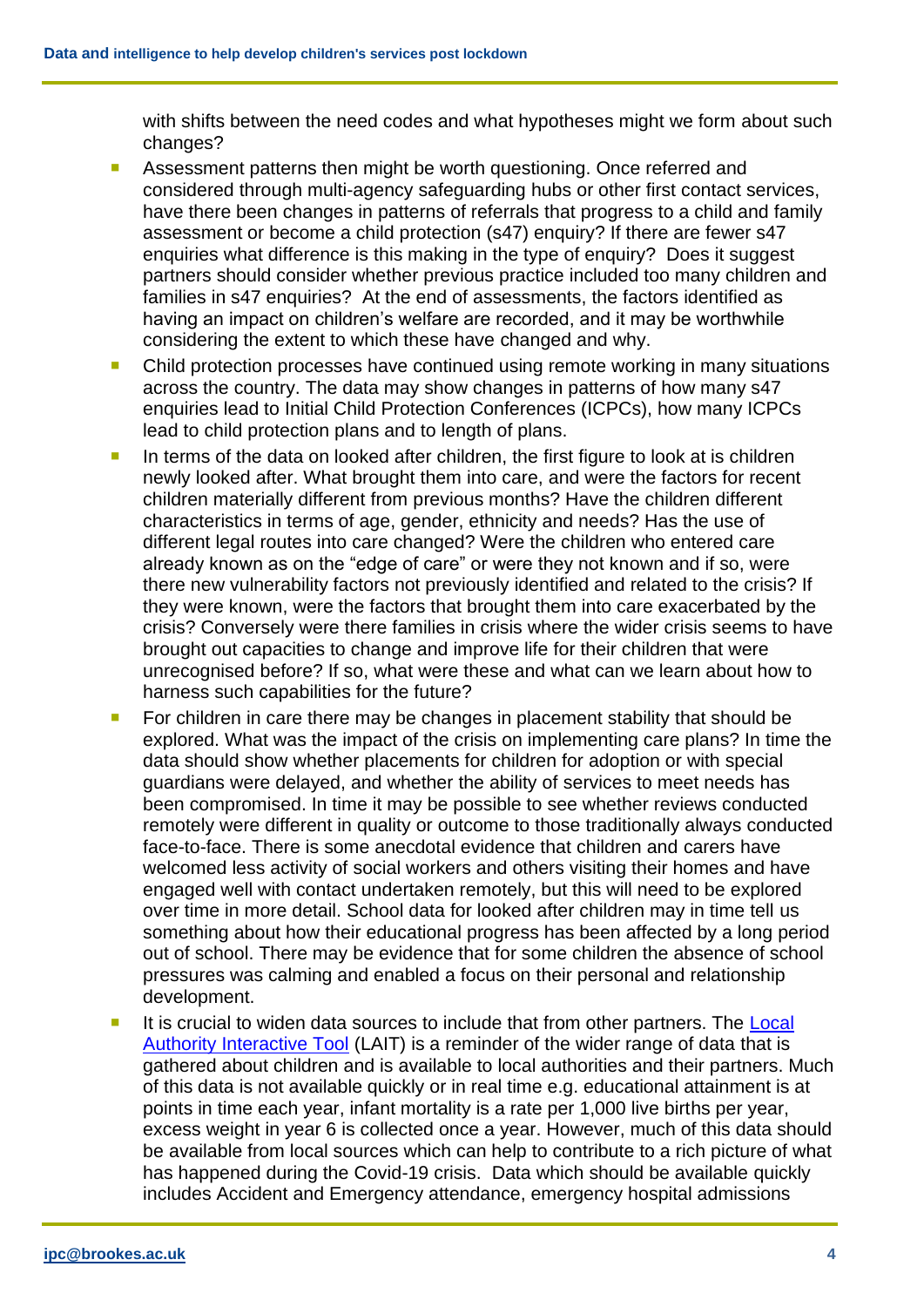with shifts between the need codes and what hypotheses might we form about such changes?

- Assessment patterns then might be worth questioning. Once referred and considered through multi-agency safeguarding hubs or other first contact services, have there been changes in patterns of referrals that progress to a child and family assessment or become a child protection (s47) enquiry? If there are fewer s47 enquiries what difference is this making in the type of enquiry? Does it suggest partners should consider whether previous practice included too many children and families in s47 enquiries? At the end of assessments, the factors identified as having an impact on children's welfare are recorded, and it may be worthwhile considering the extent to which these have changed and why.
- Child protection processes have continued using remote working in many situations across the country. The data may show changes in patterns of how many s47 enquiries lead to Initial Child Protection Conferences (ICPCs), how many ICPCs lead to child protection plans and to length of plans.
- In terms of the data on looked after children, the first figure to look at is children newly looked after. What brought them into care, and were the factors for recent children materially different from previous months? Have the children different characteristics in terms of age, gender, ethnicity and needs? Has the use of different legal routes into care changed? Were the children who entered care already known as on the "edge of care" or were they not known and if so, were there new vulnerability factors not previously identified and related to the crisis? If they were known, were the factors that brought them into care exacerbated by the crisis? Conversely were there families in crisis where the wider crisis seems to have brought out capacities to change and improve life for their children that were unrecognised before? If so, what were these and what can we learn about how to harness such capabilities for the future?
- For children in care there may be changes in placement stability that should be explored. What was the impact of the crisis on implementing care plans? In time the data should show whether placements for children for adoption or with special guardians were delayed, and whether the ability of services to meet needs has been compromised. In time it may be possible to see whether reviews conducted remotely were different in quality or outcome to those traditionally always conducted face-to-face. There is some anecdotal evidence that children and carers have welcomed less activity of social workers and others visiting their homes and have engaged well with contact undertaken remotely, but this will need to be explored over time in more detail. School data for looked after children may in time tell us something about how their educational progress has been affected by a long period out of school. There may be evidence that for some children the absence of school pressures was calming and enabled a focus on their personal and relationship development.
- It is crucial to widen data sources to include that from other partners. The [Local Authority Interactive Tool](#) (LAIT) is a reminder of the wider range of data that is gathered about children and is available to local authorities and their partners. Much of this data is not available quickly or in real time e.g. educational attainment is at points in time each year, infant mortality is a rate per 1,000 live births per year, excess weight in year 6 is collected once a year. However, much of this data should be available from local sources which can help to contribute to a rich picture of what has happened during the Covid-19 crisis. Data which should be available quickly includes Accident and Emergency attendance, emergency hospital admissions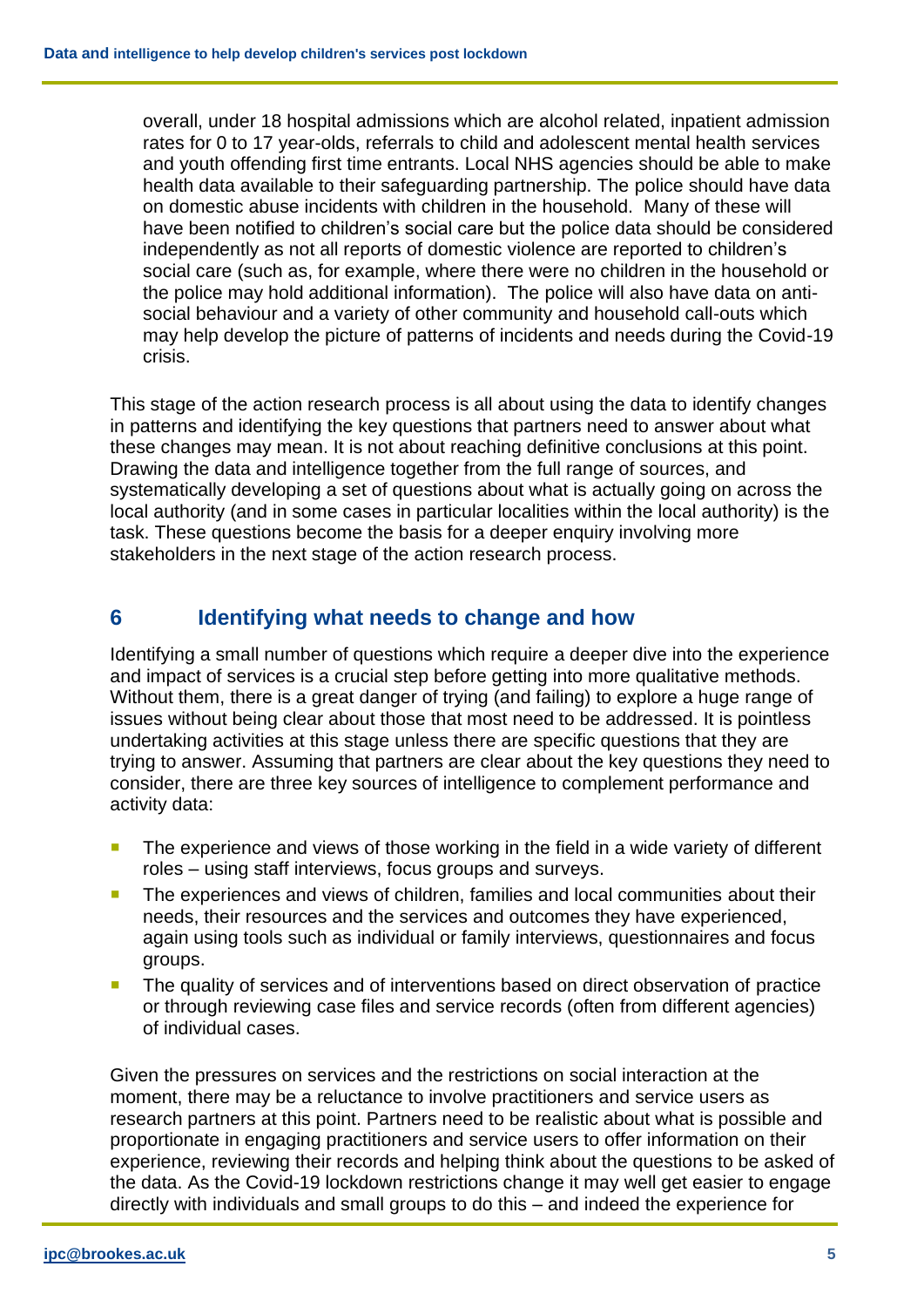overall, under 18 hospital admissions which are alcohol related, inpatient admission rates for 0 to 17 year-olds, referrals to child and adolescent mental health services and youth offending first time entrants. Local NHS agencies should be able to make health data available to their safeguarding partnership. The police should have data on domestic abuse incidents with children in the household. Many of these will have been notified to children's social care but the police data should be considered independently as not all reports of domestic violence are reported to children's social care (such as, for example, where there were no children in the household or the police may hold additional information). The police will also have data on anti-social behaviour and a variety of other community and household call-outs which may help develop the picture of patterns of incidents and needs during the Covid-19 crisis.

This stage of the action research process is all about using the data to identify changes in patterns and identifying the key questions that partners need to answer about what these changes may mean. It is not about reaching definitive conclusions at this point. Drawing the data and intelligence together from the full range of sources, and systematically developing a set of questions about what is actually going on across the local authority (and in some cases in particular localities within the local authority) is the task. These questions become the basis for a deeper enquiry involving more stakeholders in the next stage of the action research process.

## 6 Identifying what needs to change and how

Identifying a small number of questions which require a deeper dive into the experience and impact of services is a crucial step before getting into more qualitative methods. Without them, there is a great danger of trying (and failing) to explore a huge range of issues without being clear about those that most need to be addressed. It is pointless undertaking activities at this stage unless there are specific questions that they are trying to answer. Assuming that partners are clear about the key questions they need to consider, there are three key sources of intelligence to complement performance and activity data:

- The experience and views of those working in the field in a wide variety of different roles – using staff interviews, focus groups and surveys.
- The experiences and views of children, families and local communities about their needs, their resources and the services and outcomes they have experienced, again using tools such as individual or family interviews, questionnaires and focus groups.
- The quality of services and of interventions based on direct observation of practice or through reviewing case files and service records (often from different agencies) of individual cases.

Given the pressures on services and the restrictions on social interaction at the moment, there may be a reluctance to involve practitioners and service users as research partners at this point. Partners need to be realistic about what is possible and proportionate in engaging practitioners and service users to offer information on their experience, reviewing their records and helping think about the questions to be asked of the data. As the Covid-19 lockdown restrictions change it may well get easier to engage directly with individuals and small groups to do this – and indeed the experience for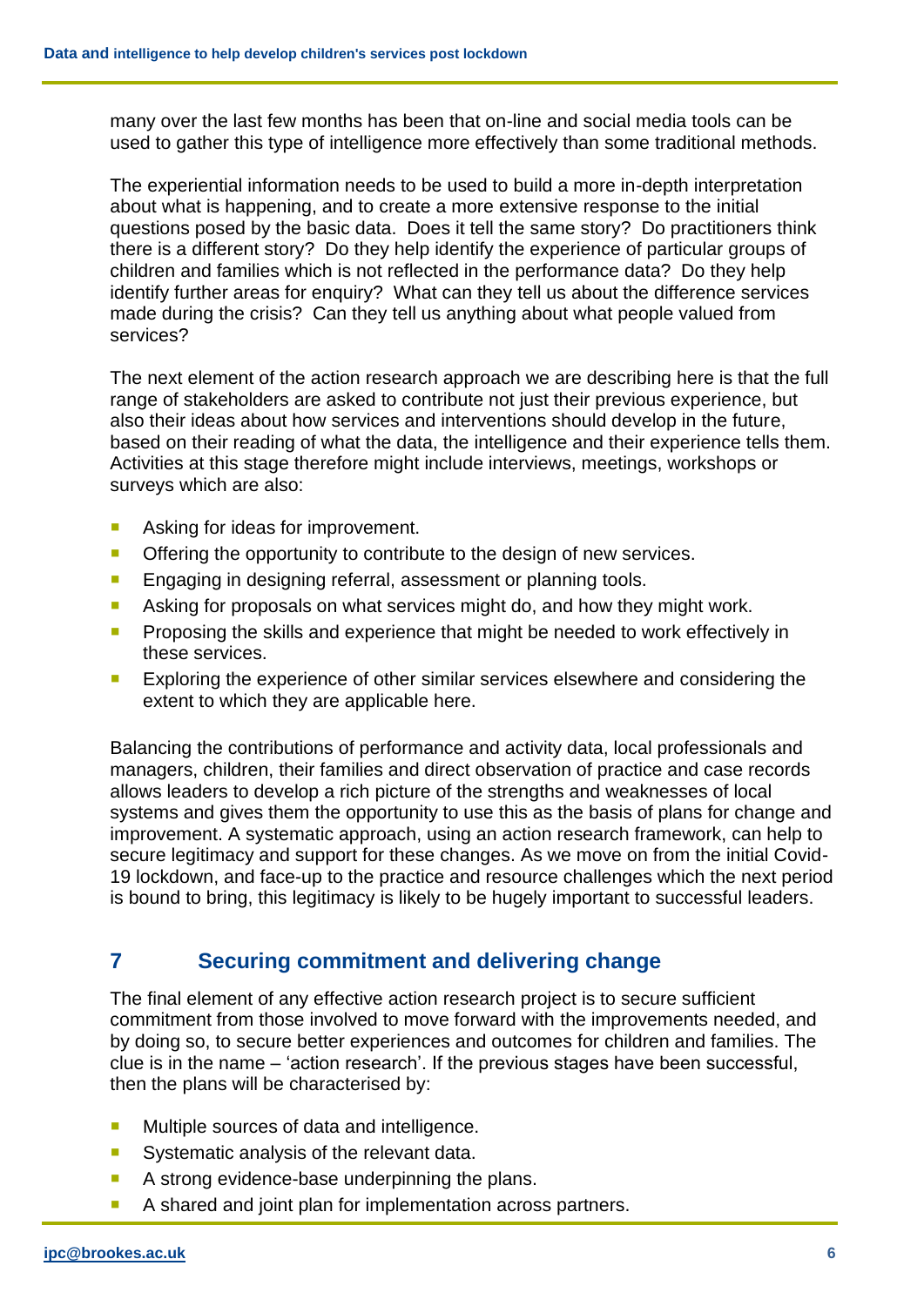many over the last few months has been that on-line and social media tools can be used to gather this type of intelligence more effectively than some traditional methods.

The experiential information needs to be used to build a more in-depth interpretation about what is happening, and to create a more extensive response to the initial questions posed by the basic data. Does it tell the same story? Do practitioners think there is a different story? Do they help identify the experience of particular groups of children and families which is not reflected in the performance data? Do they help identify further areas for enquiry? What can they tell us about the difference services made during the crisis? Can they tell us anything about what people valued from services?

The next element of the action research approach we are describing here is that the full range of stakeholders are asked to contribute not just their previous experience, but also their ideas about how services and interventions should develop in the future, based on their reading of what the data, the intelligence and their experience tells them. Activities at this stage therefore might include interviews, meetings, workshops or surveys which are also:

- Asking for ideas for improvement.
- Offering the opportunity to contribute to the design of new services.
- Engaging in designing referral, assessment or planning tools.
- Asking for proposals on what services might do, and how they might work.
- Proposing the skills and experience that might be needed to work effectively in these services.
- Exploring the experience of other similar services elsewhere and considering the extent to which they are applicable here.

Balancing the contributions of performance and activity data, local professionals and managers, children, their families and direct observation of practice and case records allows leaders to develop a rich picture of the strengths and weaknesses of local systems and gives them the opportunity to use this as the basis of plans for change and improvement. A systematic approach, using an action research framework, can help to secure legitimacy and support for these changes. As we move on from the initial Covid-19 lockdown, and face-up to the practice and resource challenges which the next period is bound to bring, this legitimacy is likely to be hugely important to successful leaders.

## 7 Securing commitment and delivering change

The final element of any effective action research project is to secure sufficient commitment from those involved to move forward with the improvements needed, and by doing so, to secure better experiences and outcomes for children and families. The clue is in the name – 'action research'. If the previous stages have been successful, then the plans will be characterised by:

- Multiple sources of data and intelligence.
- Systematic analysis of the relevant data.
- A strong evidence-base underpinning the plans.
- A shared and joint plan for implementation across partners.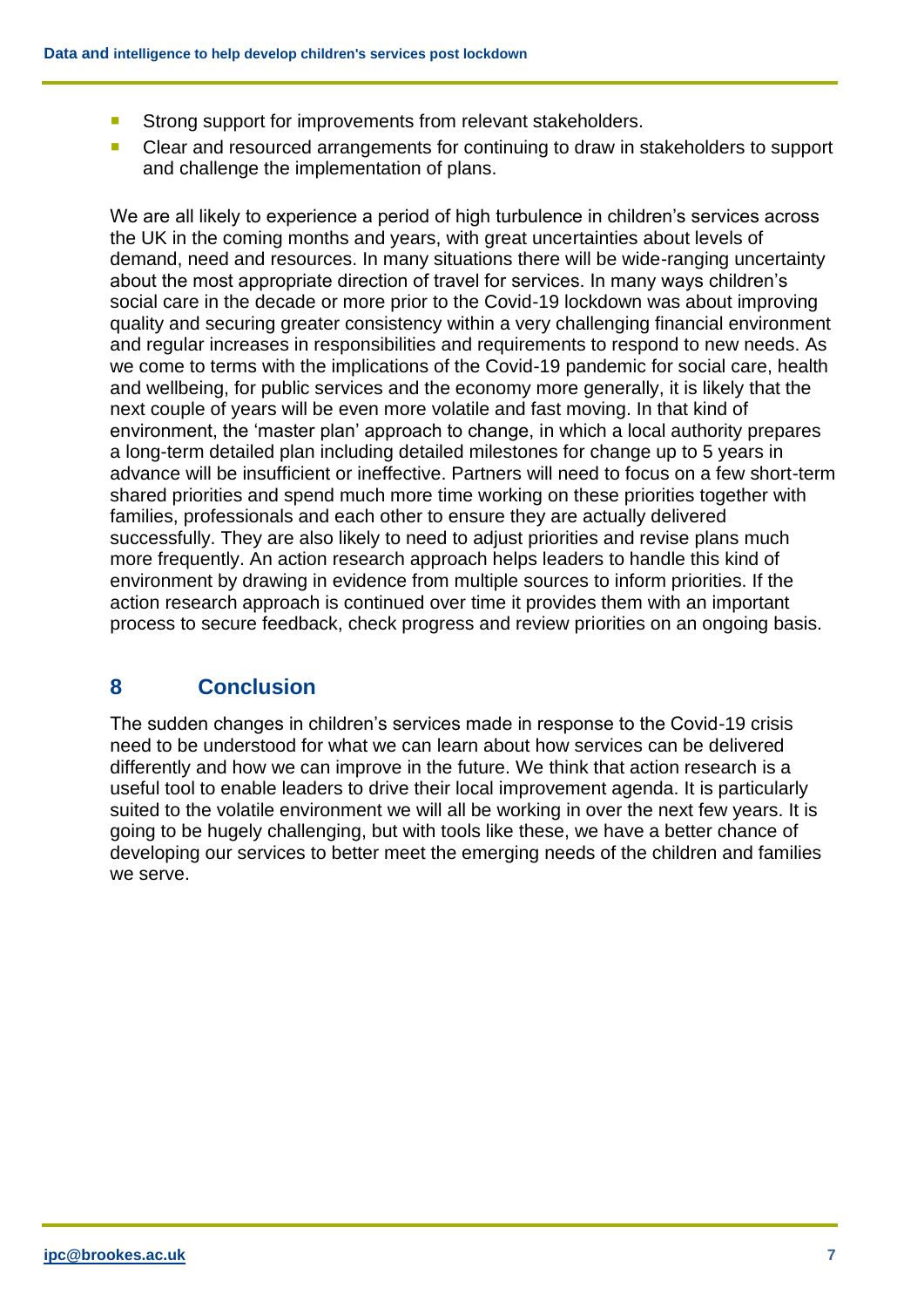- Strong support for improvements from relevant stakeholders.
- Clear and resourced arrangements for continuing to draw in stakeholders to support and challenge the implementation of plans.

We are all likely to experience a period of high turbulence in children's services across the UK in the coming months and years, with great uncertainties about levels of demand, need and resources. In many situations there will be wide-ranging uncertainty about the most appropriate direction of travel for services. In many ways children's social care in the decade or more prior to the Covid-19 lockdown was about improving quality and securing greater consistency within a very challenging financial environment and regular increases in responsibilities and requirements to respond to new needs. As we come to terms with the implications of the Covid-19 pandemic for social care, health and wellbeing, for public services and the economy more generally, it is likely that the next couple of years will be even more volatile and fast moving. In that kind of environment, the 'master plan' approach to change, in which a local authority prepares a long-term detailed plan including detailed milestones for change up to 5 years in advance will be insufficient or ineffective. Partners will need to focus on a few short-term shared priorities and spend much more time working on these priorities together with families, professionals and each other to ensure they are actually delivered successfully. They are also likely to need to adjust priorities and revise plans much more frequently. An action research approach helps leaders to handle this kind of environment by drawing in evidence from multiple sources to inform priorities. If the action research approach is continued over time it provides them with an important process to secure feedback, check progress and review priorities on an ongoing basis.

## 8 Conclusion

The sudden changes in children's services made in response to the Covid-19 crisis need to be understood for what we can learn about how services can be delivered differently and how we can improve in the future. We think that action research is a useful tool to enable leaders to drive their local improvement agenda. It is particularly suited to the volatile environment we will all be working in over the next few years. It is going to be hugely challenging, but with tools like these, we have a better chance of developing our services to better meet the emerging needs of the children and families we serve.